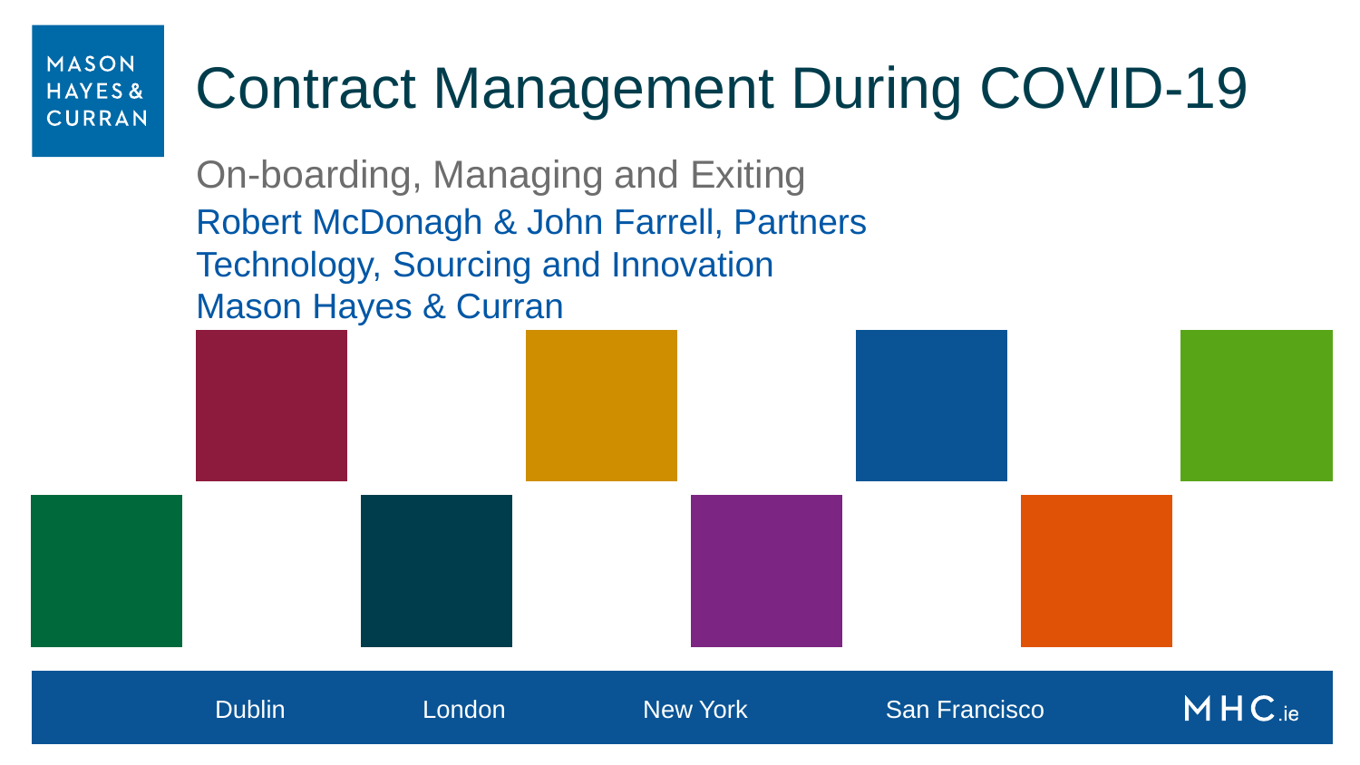MASON HAYES & CURRAN

# Contract Management During COVID-19

## On-boarding, Managing and Exiting

Robert McDonagh & John Farrell, Partners

Technology, Sourcing and Innovation

Mason Hayes & Curran

Dublin London New York San Francisco

MHC.ie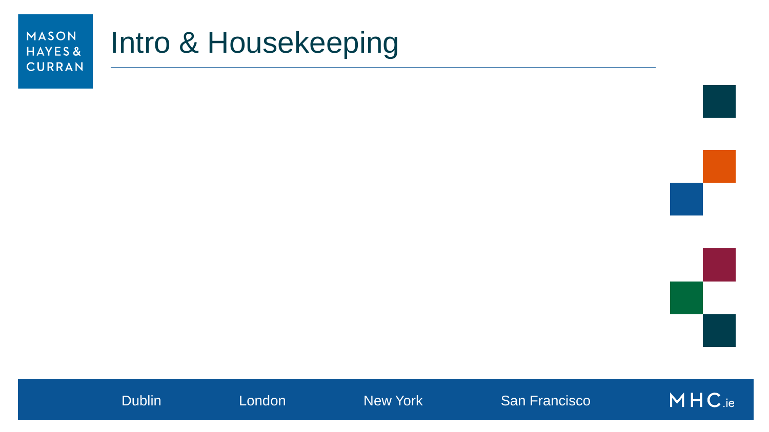# Intro & Housekeeping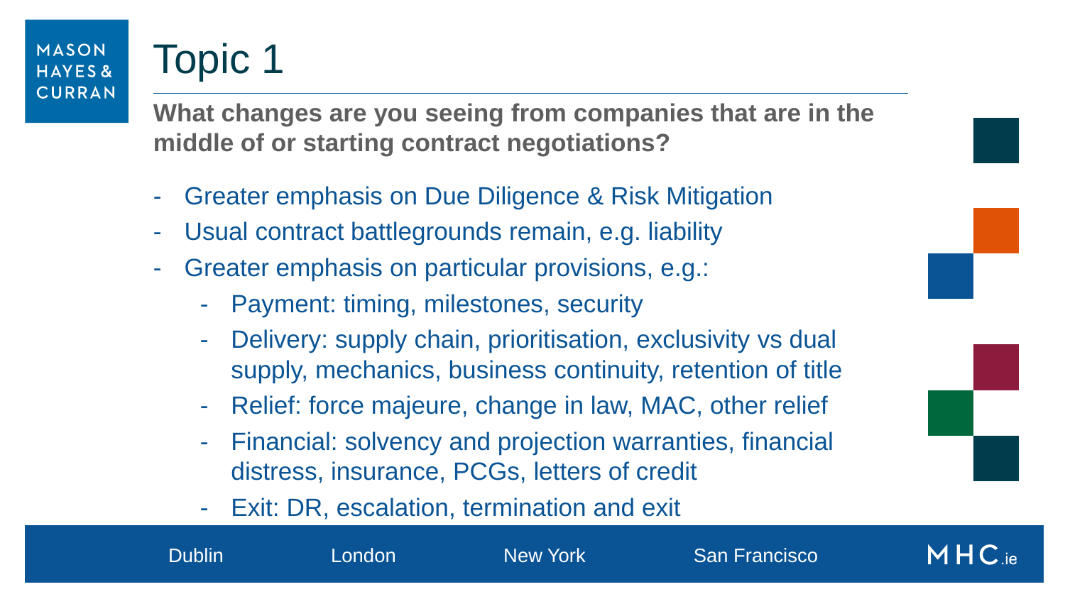# Topic 1

**What changes are you seeing from companies that are in the middle of or starting contract negotiations?**

- Greater emphasis on Due Diligence & Risk Mitigation
- Usual contract battlegrounds remain, e.g. liability
- Greater emphasis on particular provisions, e.g.:
  - Payment: timing, milestones, security
  - Delivery: supply chain, prioritisation, exclusivity vs dual supply, mechanics, business continuity, retention of title
  - Relief: force majeure, change in law, MAC, other relief
  - Financial: solvency and projection warranties, financial distress, insurance, PCGs, letters of credit
  - Exit: DR, escalation, termination and exit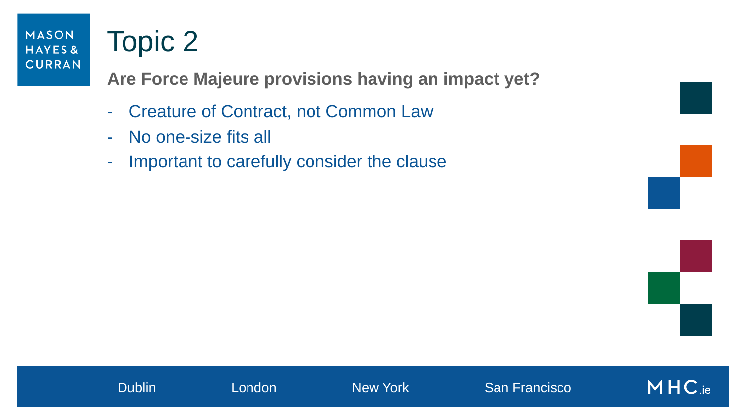# Topic 2

**Are Force Majeure provisions having an impact yet?**

- Creature of Contract, not Common Law
- No one-size fits all
- Important to carefully consider the clause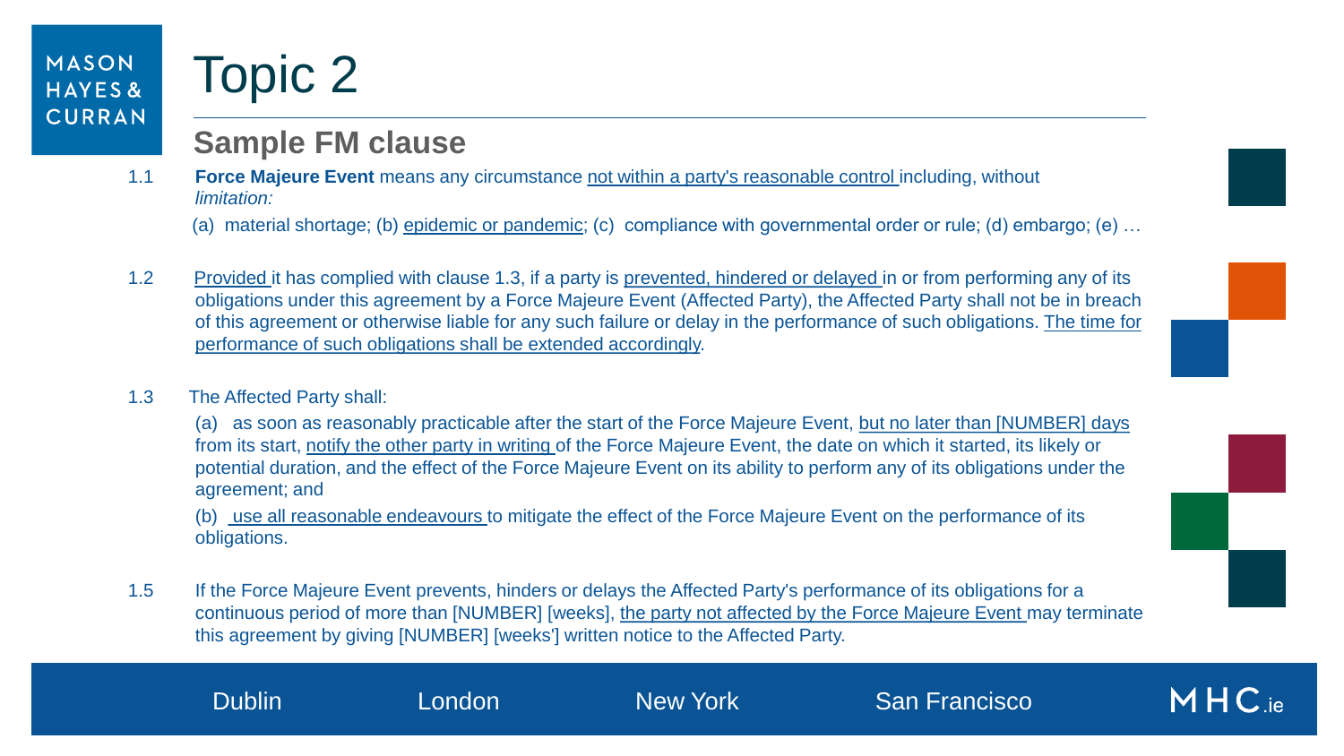# Topic 2

## Sample FM clause

1.1 **Force Majeure Event** means any circumstance not within a party's reasonable control including, without *limitation:*

(a) material shortage; (b) epidemic or pandemic; (c) compliance with governmental order or rule; (d) embargo; (e) …

1.2 Provided it has complied with clause 1.3, if a party is prevented, hindered or delayed in or from performing any of its obligations under this agreement by a Force Majeure Event (Affected Party), the Affected Party shall not be in breach of this agreement or otherwise liable for any such failure or delay in the performance of such obligations. The time for performance of such obligations shall be extended accordingly.

1.3 The Affected Party shall:

(a) as soon as reasonably practicable after the start of the Force Majeure Event, but no later than [NUMBER] days from its start, notify the other party in writing of the Force Majeure Event, the date on which it started, its likely or potential duration, and the effect of the Force Majeure Event on its ability to perform any of its obligations under the agreement; and

(b) use all reasonable endeavours to mitigate the effect of the Force Majeure Event on the performance of its obligations.

1.5 If the Force Majeure Event prevents, hinders or delays the Affected Party's performance of its obligations for a continuous period of more than [NUMBER] [weeks], the party not affected by the Force Majeure Event may terminate this agreement by giving [NUMBER] [weeks'] written notice to the Affected Party.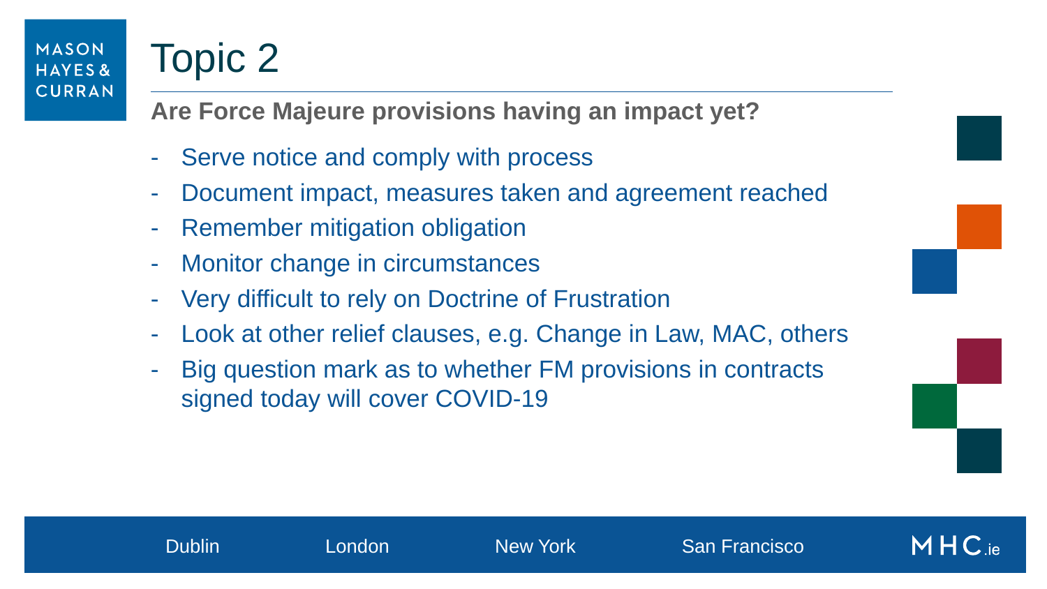# Topic 2

**Are Force Majeure provisions having an impact yet?**

- Serve notice and comply with process
- Document impact, measures taken and agreement reached
- Remember mitigation obligation
- Monitor change in circumstances
- Very difficult to rely on Doctrine of Frustration
- Look at other relief clauses, e.g. Change in Law, MAC, others
- Big question mark as to whether FM provisions in contracts signed today will cover COVID-19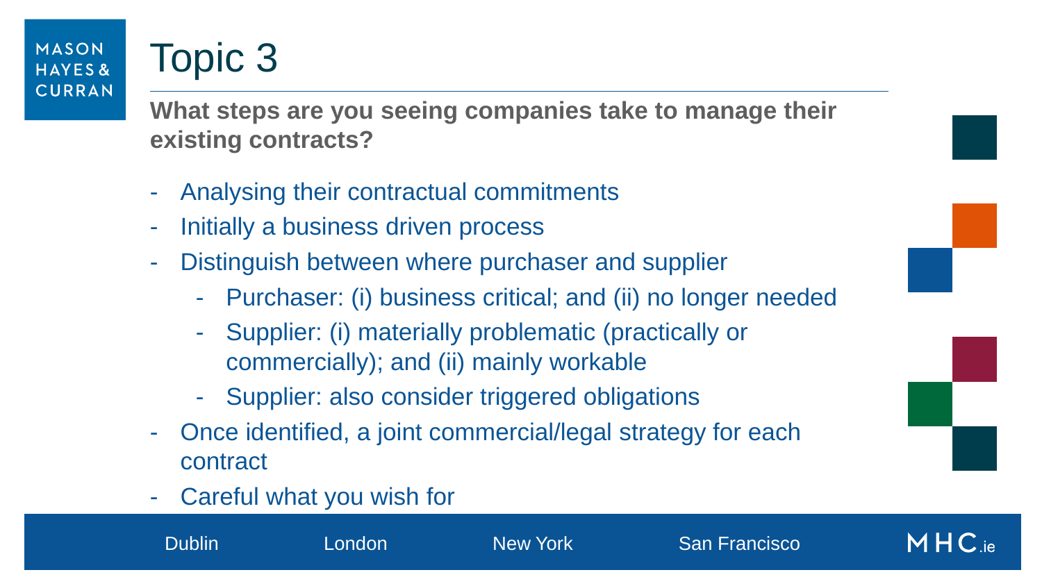# Topic 3

**What steps are you seeing companies take to manage their existing contracts?**

- Analysing their contractual commitments
- Initially a business driven process
- Distinguish between where purchaser and supplier
  - Purchaser: (i) business critical; and (ii) no longer needed
  - Supplier: (i) materially problematic (practically or commercially); and (ii) mainly workable
  - Supplier: also consider triggered obligations
- Once identified, a joint commercial/legal strategy for each contract
- Careful what you wish for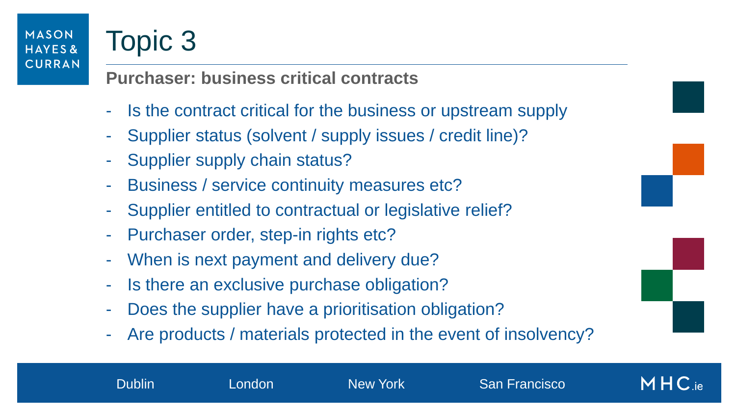# Topic 3

**Purchaser: business critical contracts**

- Is the contract critical for the business or upstream supply
- Supplier status (solvent / supply issues / credit line)?
- Supplier supply chain status?
- Business / service continuity measures etc?
- Supplier entitled to contractual or legislative relief?
- Purchaser order, step-in rights etc?
- When is next payment and delivery due?
- Is there an exclusive purchase obligation?
- Does the supplier have a prioritisation obligation?
- Are products / materials protected in the event of insolvency?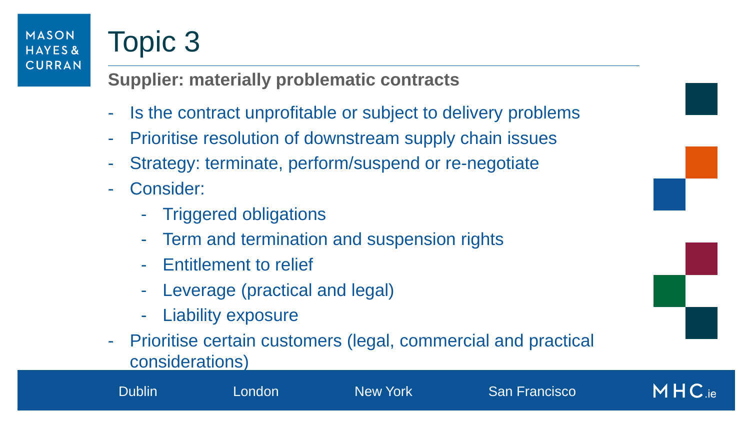# Topic 3

## Supplier: materially problematic contracts

- Is the contract unprofitable or subject to delivery problems
- Prioritise resolution of downstream supply chain issues
- Strategy: terminate, perform/suspend or re-negotiate
- Consider:
  - Triggered obligations
  - Term and termination and suspension rights
  - Entitlement to relief
  - Leverage (practical and legal)
  - Liability exposure
- Prioritise certain customers (legal, commercial and practical considerations)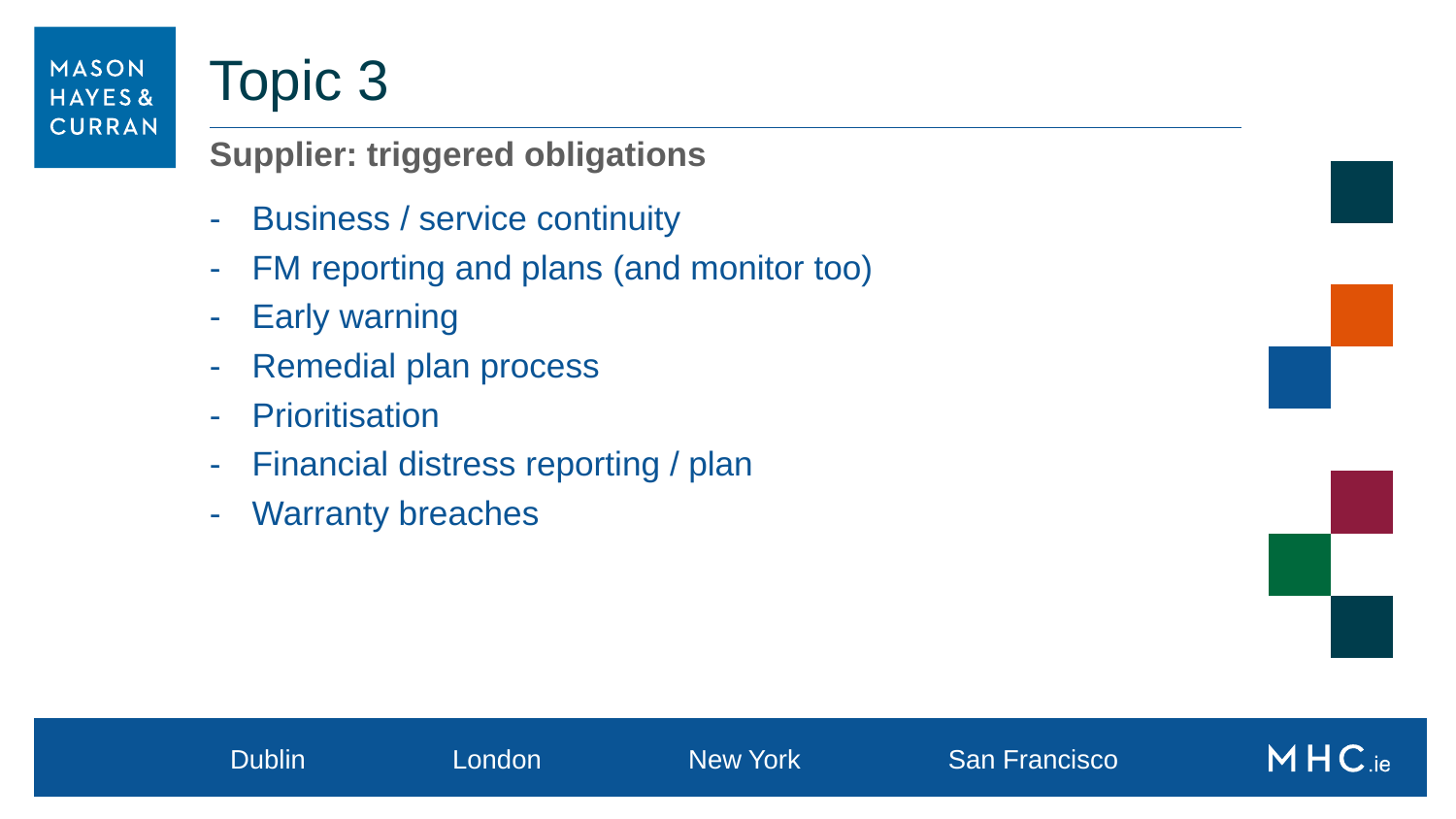# Topic 3

## Supplier: triggered obligations

- Business / service continuity
- FM reporting and plans (and monitor too)
- Early warning
- Remedial plan process
- Prioritisation
- Financial distress reporting / plan
- Warranty breaches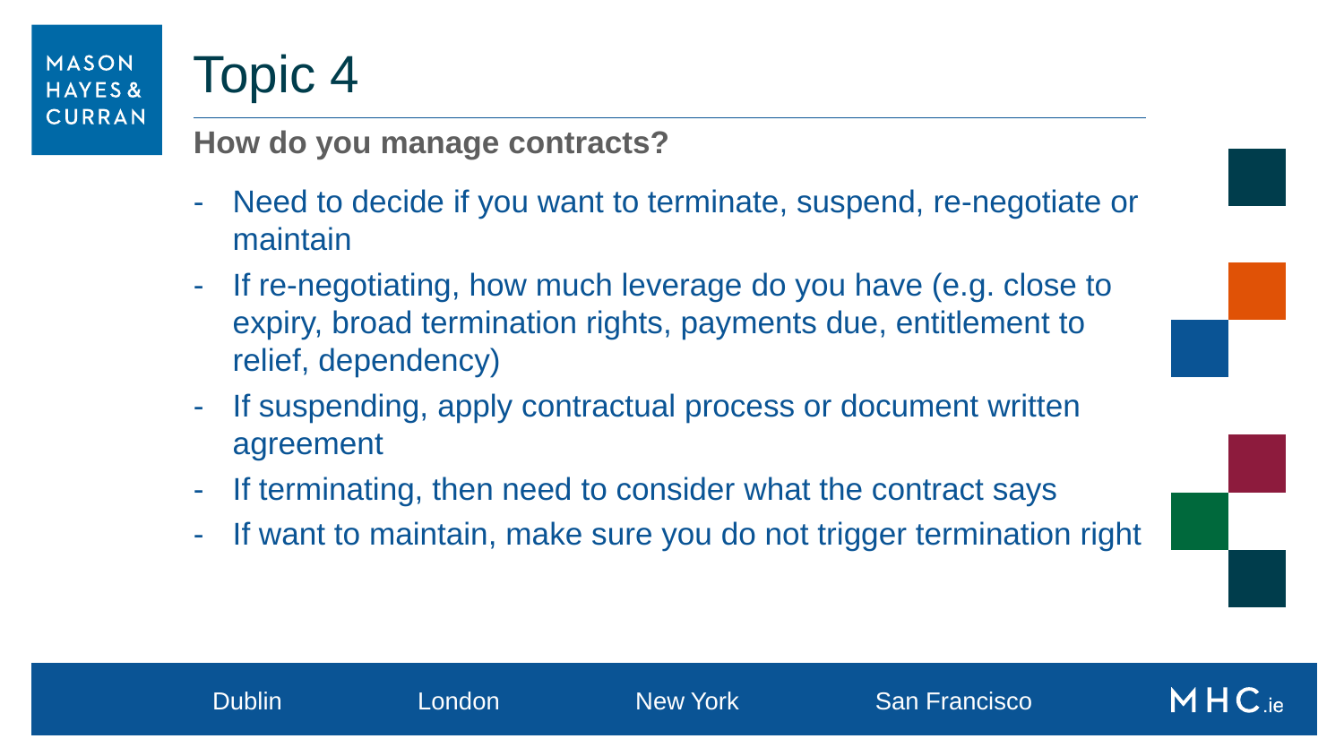# Topic 4

**How do you manage contracts?**

- Need to decide if you want to terminate, suspend, re-negotiate or maintain
- If re-negotiating, how much leverage do you have (e.g. close to expiry, broad termination rights, payments due, entitlement to relief, dependency)
- If suspending, apply contractual process or document written agreement
- If terminating, then need to consider what the contract says
- If want to maintain, make sure you do not trigger termination right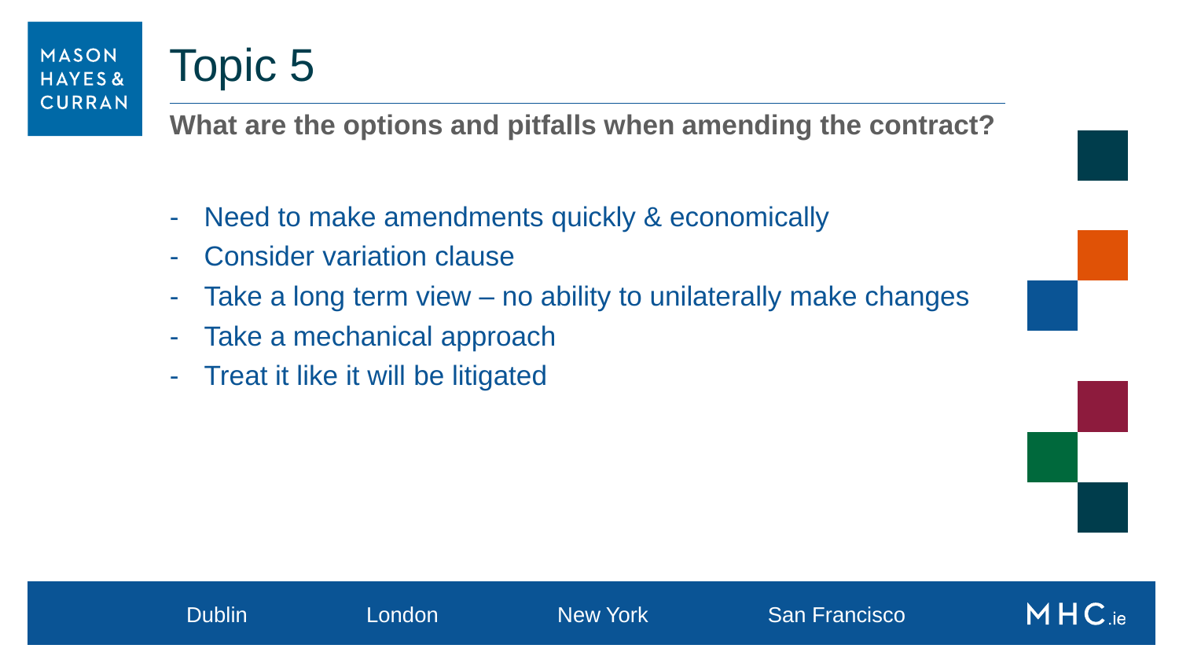# Topic 5

**What are the options and pitfalls when amending the contract?**

- Need to make amendments quickly & economically
- Consider variation clause
- Take a long term view – no ability to unilaterally make changes
- Take a mechanical approach
- Treat it like it will be litigated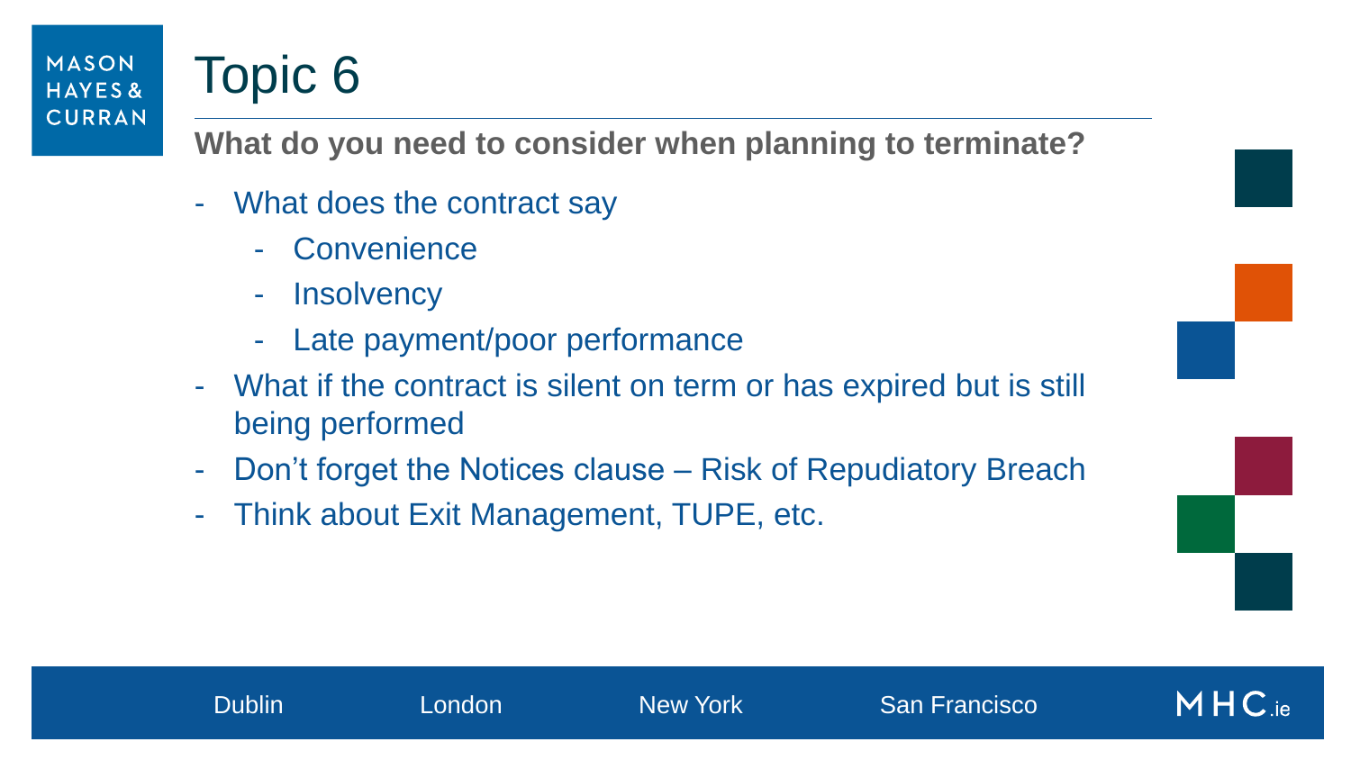# Topic 6

**What do you need to consider when planning to terminate?**

- What does the contract say
  - Convenience
  - Insolvency
  - Late payment/poor performance
- What if the contract is silent on term or has expired but is still being performed
- Don't forget the Notices clause – Risk of Repudiatory Breach
- Think about Exit Management, TUPE, etc.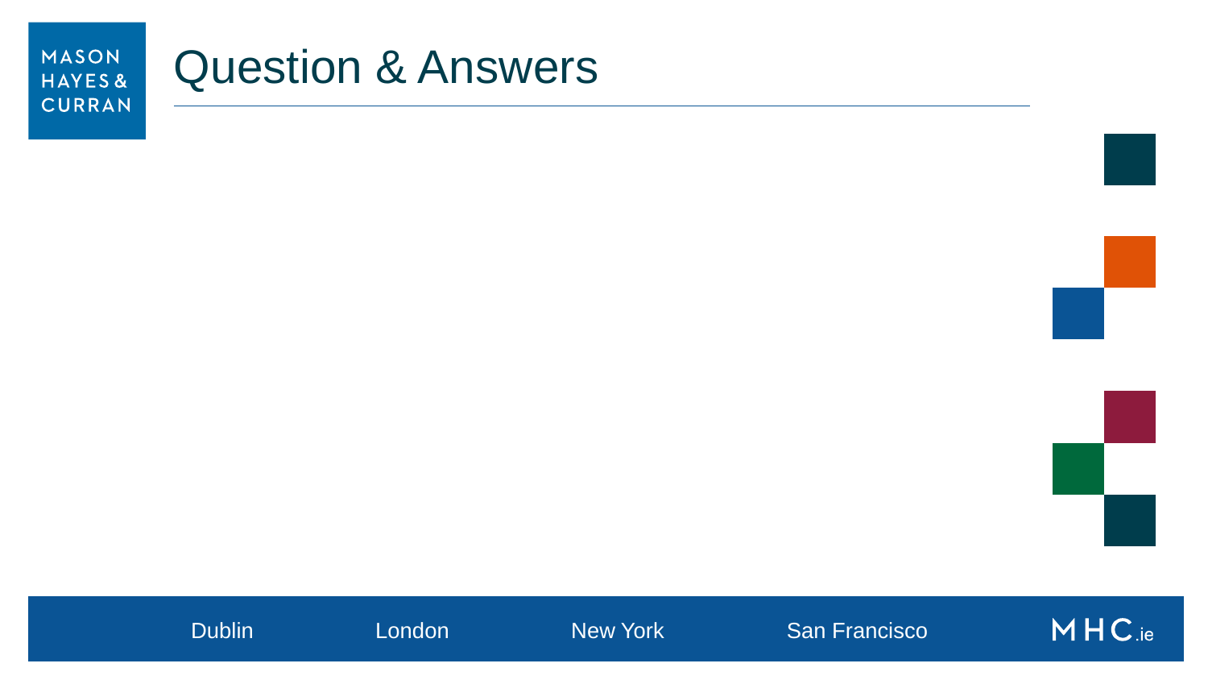# Question & Answers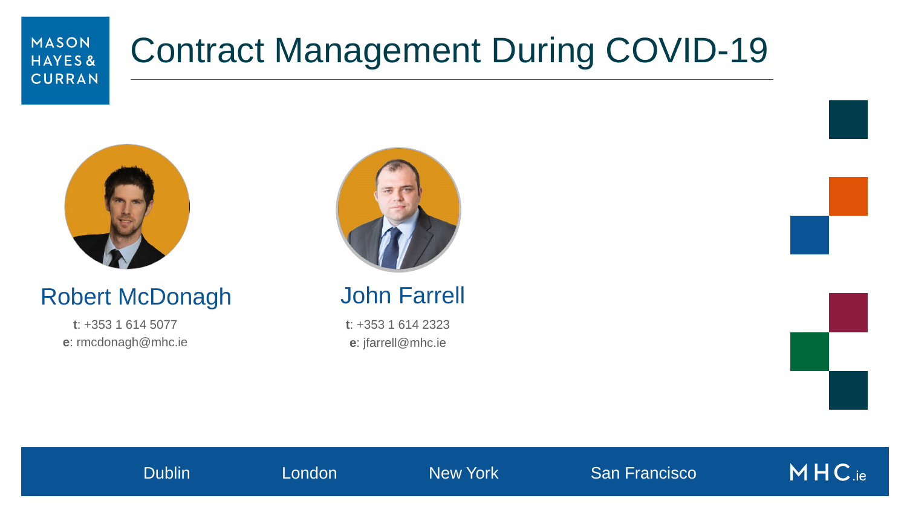# Contract Management During COVID-19

## Robert McDonagh

**t**: +353 1 614 5077
**e**: rmcdonagh@mhc.ie

## John Farrell

**t**: +353 1 614 2323
**e**: jfarrell@mhc.ie

Dublin London New York San Francisco